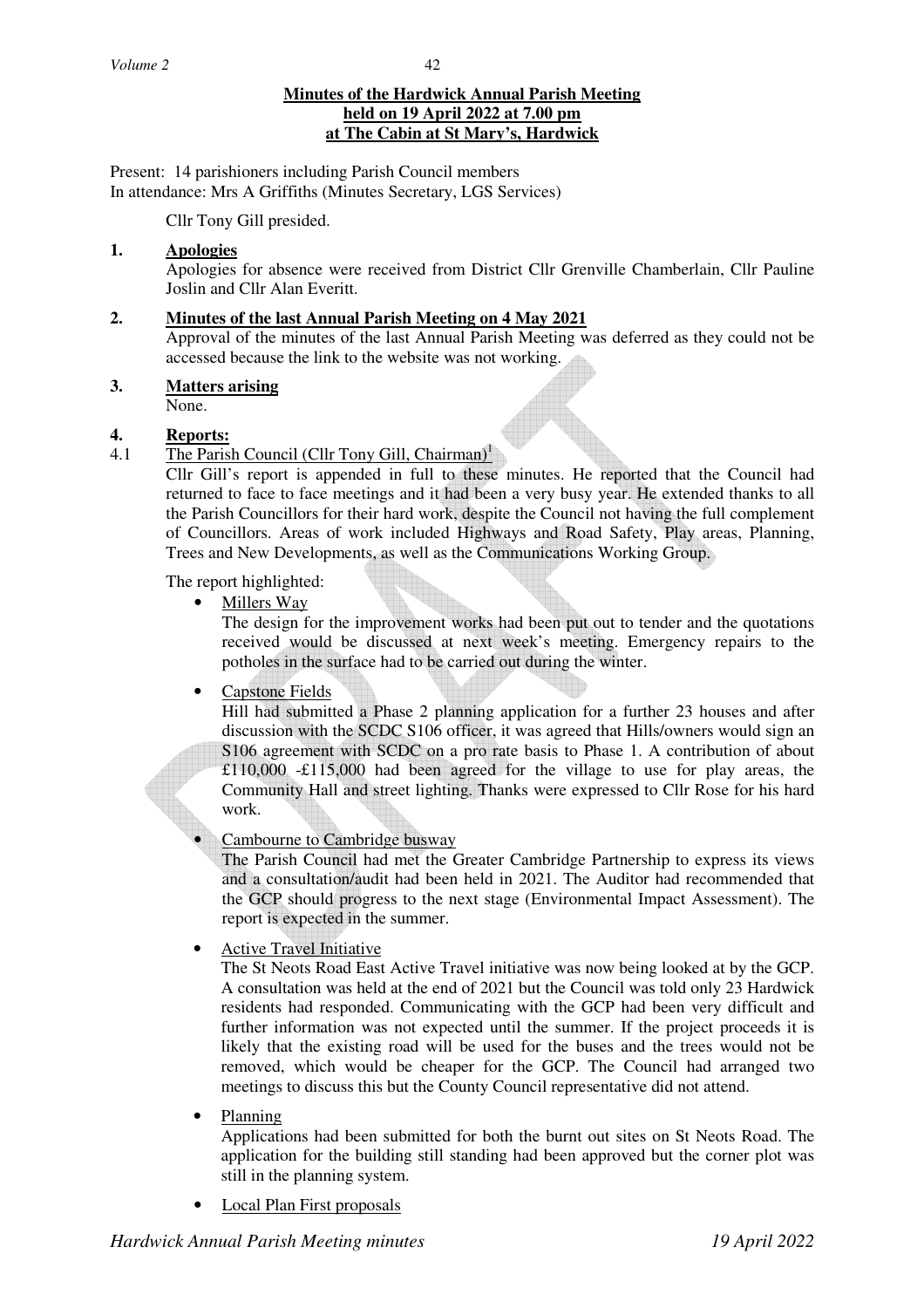**Minutes of the Hardwick Annual Parish Meeting**
**held on 19 April 2022 at 7.00 pm**
**at The Cabin at St Mary's, Hardwick**

Present: 14 parishioners including Parish Council members
In attendance: Mrs A Griffiths (Minutes Secretary, LGS Services)

Cllr Tony Gill presided.

**1. Apologies**

Apologies for absence were received from District Cllr Grenville Chamberlain, Cllr Pauline Joslin and Cllr Alan Everitt.

**2. Minutes of the last Annual Parish Meeting on 4 May 2021**

Approval of the minutes of the last Annual Parish Meeting was deferred as they could not be accessed because the link to the website was not working.

**3. Matters arising**

None.

**4. Reports:**

4.1 The Parish Council (Cllr Tony Gill, Chairman)[1]

Cllr Gill's report is appended in full to these minutes. He reported that the Council had returned to face to face meetings and it had been a very busy year. He extended thanks to all the Parish Councillors for their hard work, despite the Council not having the full complement of Councillors. Areas of work included Highways and Road Safety, Play areas, Planning, Trees and New Developments, as well as the Communications Working Group.

The report highlighted:

- Millers Way

  The design for the improvement works had been put out to tender and the quotations received would be discussed at next week's meeting. Emergency repairs to the potholes in the surface had to be carried out during the winter.

- Capstone Fields

  Hill had submitted a Phase 2 planning application for a further 23 houses and after discussion with the SCDC S106 officer, it was agreed that Hills/owners would sign an S106 agreement with SCDC on a pro rate basis to Phase 1. A contribution of about £110,000 -£115,000 had been agreed for the village to use for play areas, the Community Hall and street lighting. Thanks were expressed to Cllr Rose for his hard work.

- Cambourne to Cambridge busway

  The Parish Council had met the Greater Cambridge Partnership to express its views and a consultation/audit had been held in 2021. The Auditor had recommended that the GCP should progress to the next stage (Environmental Impact Assessment). The report is expected in the summer.

- Active Travel Initiative

  The St Neots Road East Active Travel initiative was now being looked at by the GCP. A consultation was held at the end of 2021 but the Council was told only 23 Hardwick residents had responded. Communicating with the GCP had been very difficult and further information was not expected until the summer. If the project proceeds it is likely that the existing road will be used for the buses and the trees would not be removed, which would be cheaper for the GCP. The Council had arranged two meetings to discuss this but the County Council representative did not attend.

- Planning

  Applications had been submitted for both the burnt out sites on St Neots Road. The application for the building still standing had been approved but the corner plot was still in the planning system.

- Local Plan First proposals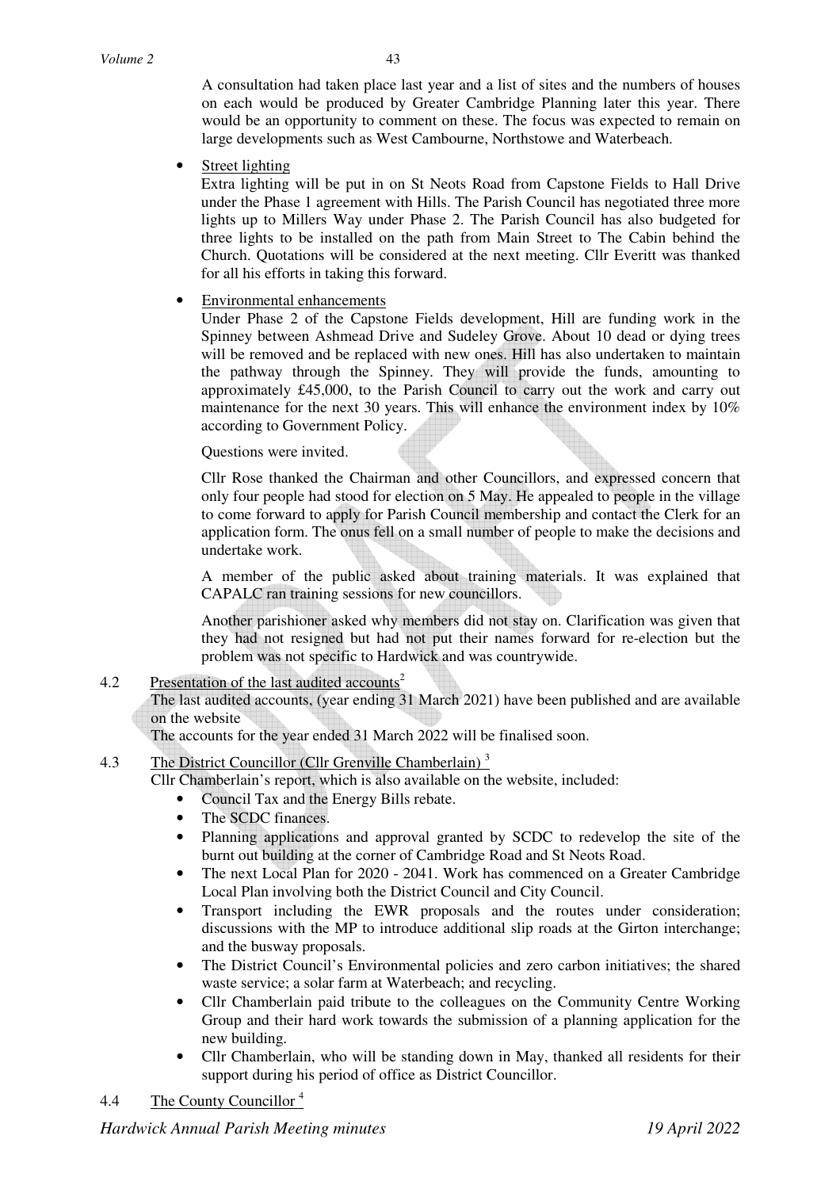A consultation had taken place last year and a list of sites and the numbers of houses on each would be produced by Greater Cambridge Planning later this year. There would be an opportunity to comment on these. The focus was expected to remain on large developments such as West Cambourne, Northstowe and Waterbeach.

- Street lighting

  Extra lighting will be put in on St Neots Road from Capstone Fields to Hall Drive under the Phase 1 agreement with Hills. The Parish Council has negotiated three more lights up to Millers Way under Phase 2. The Parish Council has also budgeted for three lights to be installed on the path from Main Street to The Cabin behind the Church. Quotations will be considered at the next meeting. Cllr Everitt was thanked for all his efforts in taking this forward.

- Environmental enhancements

  Under Phase 2 of the Capstone Fields development, Hill are funding work in the Spinney between Ashmead Drive and Sudeley Grove. About 10 dead or dying trees will be removed and be replaced with new ones. Hill has also undertaken to maintain the pathway through the Spinney. They will provide the funds, amounting to approximately £45,000, to the Parish Council to carry out the work and carry out maintenance for the next 30 years. This will enhance the environment index by 10% according to Government Policy.

  Questions were invited.

  Cllr Rose thanked the Chairman and other Councillors, and expressed concern that only four people had stood for election on 5 May. He appealed to people in the village to come forward to apply for Parish Council membership and contact the Clerk for an application form. The onus fell on a small number of people to make the decisions and undertake work.

  A member of the public asked about training materials. It was explained that CAPALC ran training sessions for new councillors.

  Another parishioner asked why members did not stay on. Clarification was given that they had not resigned but had not put their names forward for re-election but the problem was not specific to Hardwick and was countrywide.

4.2 Presentation of the last audited accounts[2]

The last audited accounts, (year ending 31 March 2021) have been published and are available on the website

The accounts for the year ended 31 March 2022 will be finalised soon.

4.3 The District Councillor (Cllr Grenville Chamberlain) [3]

Cllr Chamberlain's report, which is also available on the website, included:

- Council Tax and the Energy Bills rebate.
- The SCDC finances.
- Planning applications and approval granted by SCDC to redevelop the site of the burnt out building at the corner of Cambridge Road and St Neots Road.
- The next Local Plan for 2020 - 2041. Work has commenced on a Greater Cambridge Local Plan involving both the District Council and City Council.
- Transport including the EWR proposals and the routes under consideration; discussions with the MP to introduce additional slip roads at the Girton interchange; and the busway proposals.
- The District Council's Environmental policies and zero carbon initiatives; the shared waste service; a solar farm at Waterbeach; and recycling.
- Cllr Chamberlain paid tribute to the colleagues on the Community Centre Working Group and their hard work towards the submission of a planning application for the new building.
- Cllr Chamberlain, who will be standing down in May, thanked all residents for their support during his period of office as District Councillor.

4.4 The County Councillor [4]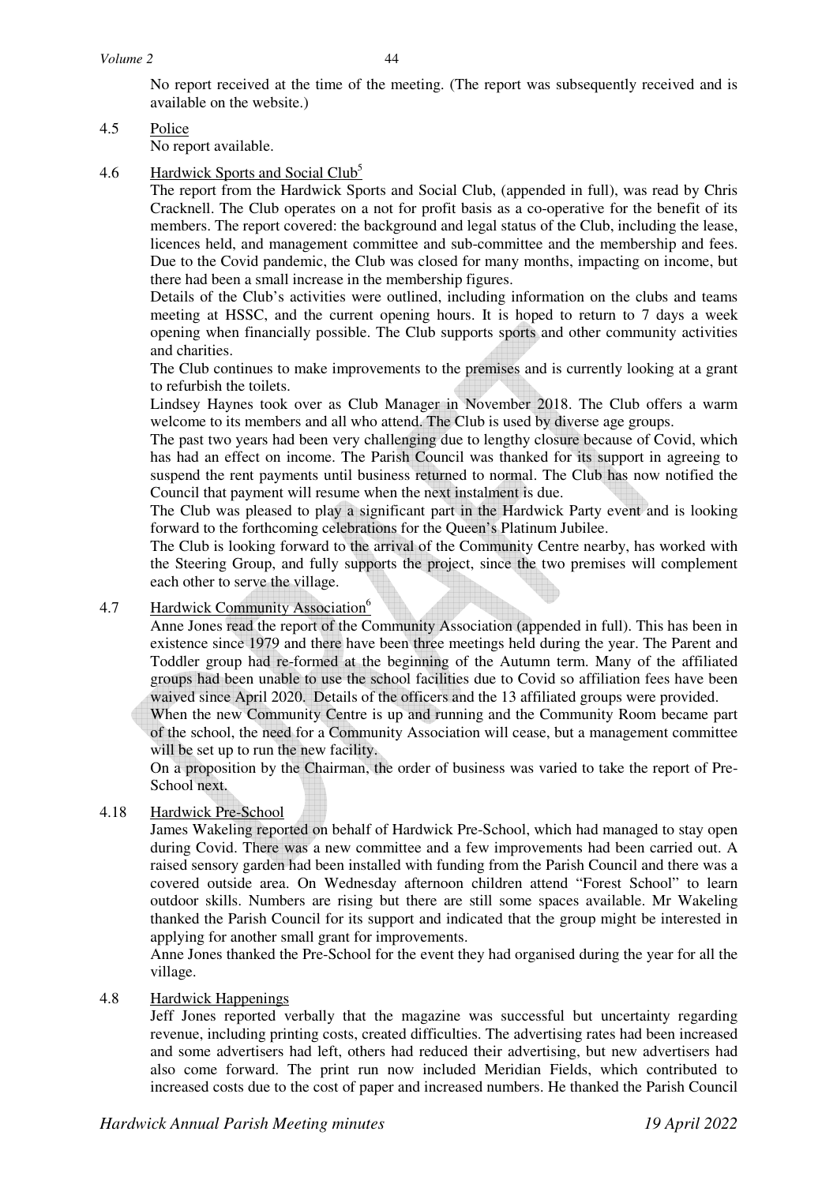No report received at the time of the meeting. (The report was subsequently received and is available on the website.)

4.5 Police

No report available.

4.6 Hardwick Sports and Social Club[5]

The report from the Hardwick Sports and Social Club, (appended in full), was read by Chris Cracknell. The Club operates on a not for profit basis as a co-operative for the benefit of its members. The report covered: the background and legal status of the Club, including the lease, licences held, and management committee and sub-committee and the membership and fees. Due to the Covid pandemic, the Club was closed for many months, impacting on income, but there had been a small increase in the membership figures.

Details of the Club's activities were outlined, including information on the clubs and teams meeting at HSSC, and the current opening hours. It is hoped to return to 7 days a week opening when financially possible. The Club supports sports and other community activities and charities.

The Club continues to make improvements to the premises and is currently looking at a grant to refurbish the toilets.

Lindsey Haynes took over as Club Manager in November 2018. The Club offers a warm welcome to its members and all who attend. The Club is used by diverse age groups.

The past two years had been very challenging due to lengthy closure because of Covid, which has had an effect on income. The Parish Council was thanked for its support in agreeing to suspend the rent payments until business returned to normal. The Club has now notified the Council that payment will resume when the next instalment is due.

The Club was pleased to play a significant part in the Hardwick Party event and is looking forward to the forthcoming celebrations for the Queen's Platinum Jubilee.

The Club is looking forward to the arrival of the Community Centre nearby, has worked with the Steering Group, and fully supports the project, since the two premises will complement each other to serve the village.

4.7 Hardwick Community Association[6]

Anne Jones read the report of the Community Association (appended in full). This has been in existence since 1979 and there have been three meetings held during the year. The Parent and Toddler group had re-formed at the beginning of the Autumn term. Many of the affiliated groups had been unable to use the school facilities due to Covid so affiliation fees have been waived since April 2020. Details of the officers and the 13 affiliated groups were provided.

When the new Community Centre is up and running and the Community Room became part of the school, the need for a Community Association will cease, but a management committee will be set up to run the new facility.

On a proposition by the Chairman, the order of business was varied to take the report of Pre-School next.

4.18 Hardwick Pre-School

James Wakeling reported on behalf of Hardwick Pre-School, which had managed to stay open during Covid. There was a new committee and a few improvements had been carried out. A raised sensory garden had been installed with funding from the Parish Council and there was a covered outside area. On Wednesday afternoon children attend "Forest School" to learn outdoor skills. Numbers are rising but there are still some spaces available. Mr Wakeling thanked the Parish Council for its support and indicated that the group might be interested in applying for another small grant for improvements.

Anne Jones thanked the Pre-School for the event they had organised during the year for all the village.

4.8 Hardwick Happenings

Jeff Jones reported verbally that the magazine was successful but uncertainty regarding revenue, including printing costs, created difficulties. The advertising rates had been increased and some advertisers had left, others had reduced their advertising, but new advertisers had also come forward. The print run now included Meridian Fields, which contributed to increased costs due to the cost of paper and increased numbers. He thanked the Parish Council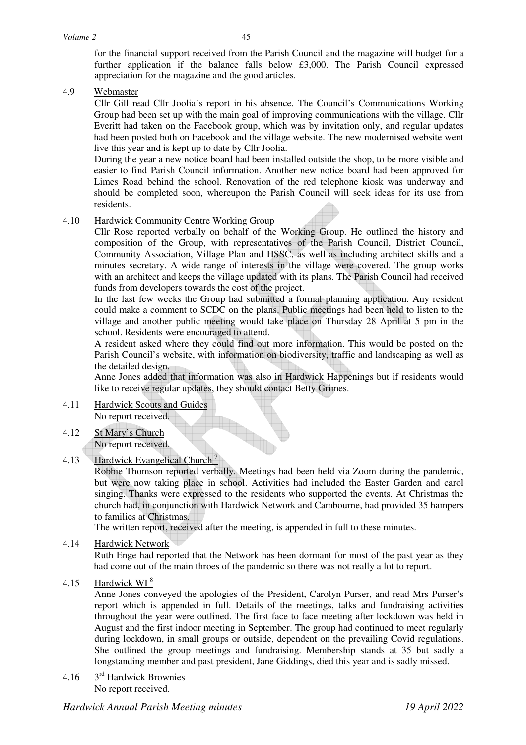for the financial support received from the Parish Council and the magazine will budget for a further application if the balance falls below £3,000. The Parish Council expressed appreciation for the magazine and the good articles.

4.9 Webmaster

Cllr Gill read Cllr Joolia's report in his absence. The Council's Communications Working Group had been set up with the main goal of improving communications with the village. Cllr Everitt had taken on the Facebook group, which was by invitation only, and regular updates had been posted both on Facebook and the village website. The new modernised website went live this year and is kept up to date by Cllr Joolia.

During the year a new notice board had been installed outside the shop, to be more visible and easier to find Parish Council information. Another new notice board had been approved for Limes Road behind the school. Renovation of the red telephone kiosk was underway and should be completed soon, whereupon the Parish Council will seek ideas for its use from residents.

4.10 Hardwick Community Centre Working Group

Cllr Rose reported verbally on behalf of the Working Group. He outlined the history and composition of the Group, with representatives of the Parish Council, District Council, Community Association, Village Plan and HSSC, as well as including architect skills and a minutes secretary. A wide range of interests in the village were covered. The group works with an architect and keeps the village updated with its plans. The Parish Council had received funds from developers towards the cost of the project.

In the last few weeks the Group had submitted a formal planning application. Any resident could make a comment to SCDC on the plans. Public meetings had been held to listen to the village and another public meeting would take place on Thursday 28 April at 5 pm in the school. Residents were encouraged to attend.

A resident asked where they could find out more information. This would be posted on the Parish Council's website, with information on biodiversity, traffic and landscaping as well as the detailed design.

Anne Jones added that information was also in Hardwick Happenings but if residents would like to receive regular updates, they should contact Betty Grimes.

4.11 Hardwick Scouts and Guides

No report received.

4.12 St Mary's Church

No report received.

4.13 Hardwick Evangelical Church [7]

Robbie Thomson reported verbally. Meetings had been held via Zoom during the pandemic, but were now taking place in school. Activities had included the Easter Garden and carol singing. Thanks were expressed to the residents who supported the events. At Christmas the church had, in conjunction with Hardwick Network and Cambourne, had provided 35 hampers to families at Christmas.

The written report, received after the meeting, is appended in full to these minutes.

4.14 Hardwick Network

Ruth Enge had reported that the Network has been dormant for most of the past year as they had come out of the main throes of the pandemic so there was not really a lot to report.

4.15 Hardwick WI [8]

Anne Jones conveyed the apologies of the President, Carolyn Purser, and read Mrs Purser's report which is appended in full. Details of the meetings, talks and fundraising activities throughout the year were outlined. The first face to face meeting after lockdown was held in August and the first indoor meeting in September. The group had continued to meet regularly during lockdown, in small groups or outside, dependent on the prevailing Covid regulations. She outlined the group meetings and fundraising. Membership stands at 35 but sadly a longstanding member and past president, Jane Giddings, died this year and is sadly missed.

4.16 3rd Hardwick Brownies

No report received.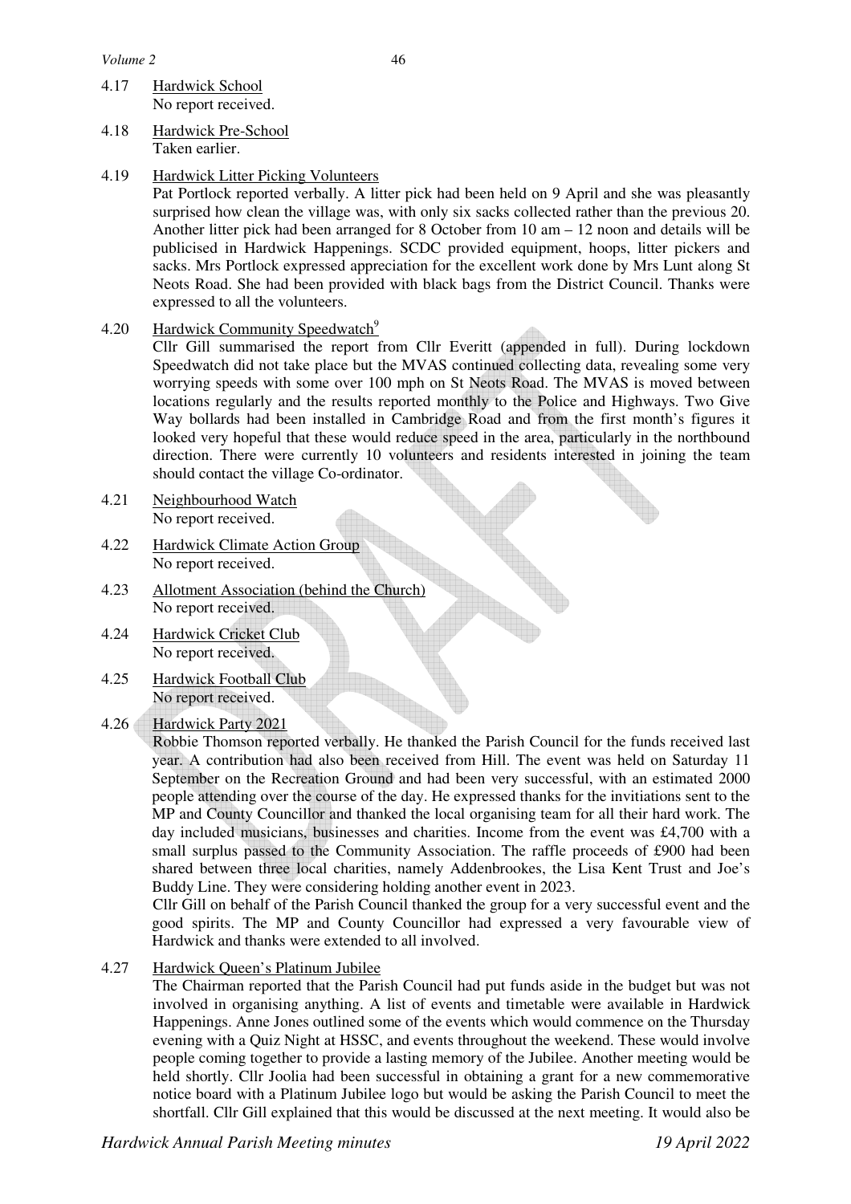4.17 Hardwick School
No report received.

4.18 Hardwick Pre-School
Taken earlier.

4.19 Hardwick Litter Picking Volunteers
Pat Portlock reported verbally. A litter pick had been held on 9 April and she was pleasantly surprised how clean the village was, with only six sacks collected rather than the previous 20. Another litter pick had been arranged for 8 October from 10 am – 12 noon and details will be publicised in Hardwick Happenings. SCDC provided equipment, hoops, litter pickers and sacks. Mrs Portlock expressed appreciation for the excellent work done by Mrs Lunt along St Neots Road. She had been provided with black bags from the District Council. Thanks were expressed to all the volunteers.

4.20 Hardwick Community Speedwatch[9]
Cllr Gill summarised the report from Cllr Everitt (appended in full). During lockdown Speedwatch did not take place but the MVAS continued collecting data, revealing some very worrying speeds with some over 100 mph on St Neots Road. The MVAS is moved between locations regularly and the results reported monthly to the Police and Highways. Two Give Way bollards had been installed in Cambridge Road and from the first month's figures it looked very hopeful that these would reduce speed in the area, particularly in the northbound direction. There were currently 10 volunteers and residents interested in joining the team should contact the village Co-ordinator.

4.21 Neighbourhood Watch
No report received.

4.22 Hardwick Climate Action Group
No report received.

4.23 Allotment Association (behind the Church)
No report received.

4.24 Hardwick Cricket Club
No report received.

4.25 Hardwick Football Club
No report received.

4.26 Hardwick Party 2021
Robbie Thomson reported verbally. He thanked the Parish Council for the funds received last year. A contribution had also been received from Hill. The event was held on Saturday 11 September on the Recreation Ground and had been very successful, with an estimated 2000 people attending over the course of the day. He expressed thanks for the invitiations sent to the MP and County Councillor and thanked the local organising team for all their hard work. The day included musicians, businesses and charities. Income from the event was £4,700 with a small surplus passed to the Community Association. The raffle proceeds of £900 had been shared between three local charities, namely Addenbrookes, the Lisa Kent Trust and Joe's Buddy Line. They were considering holding another event in 2023.
Cllr Gill on behalf of the Parish Council thanked the group for a very successful event and the good spirits. The MP and County Councillor had expressed a very favourable view of Hardwick and thanks were extended to all involved.

4.27 Hardwick Queen's Platinum Jubilee
The Chairman reported that the Parish Council had put funds aside in the budget but was not involved in organising anything. A list of events and timetable were available in Hardwick Happenings. Anne Jones outlined some of the events which would commence on the Thursday evening with a Quiz Night at HSSC, and events throughout the weekend. These would involve people coming together to provide a lasting memory of the Jubilee. Another meeting would be held shortly. Cllr Joolia had been successful in obtaining a grant for a new commemorative notice board with a Platinum Jubilee logo but would be asking the Parish Council to meet the shortfall. Cllr Gill explained that this would be discussed at the next meeting. It would also be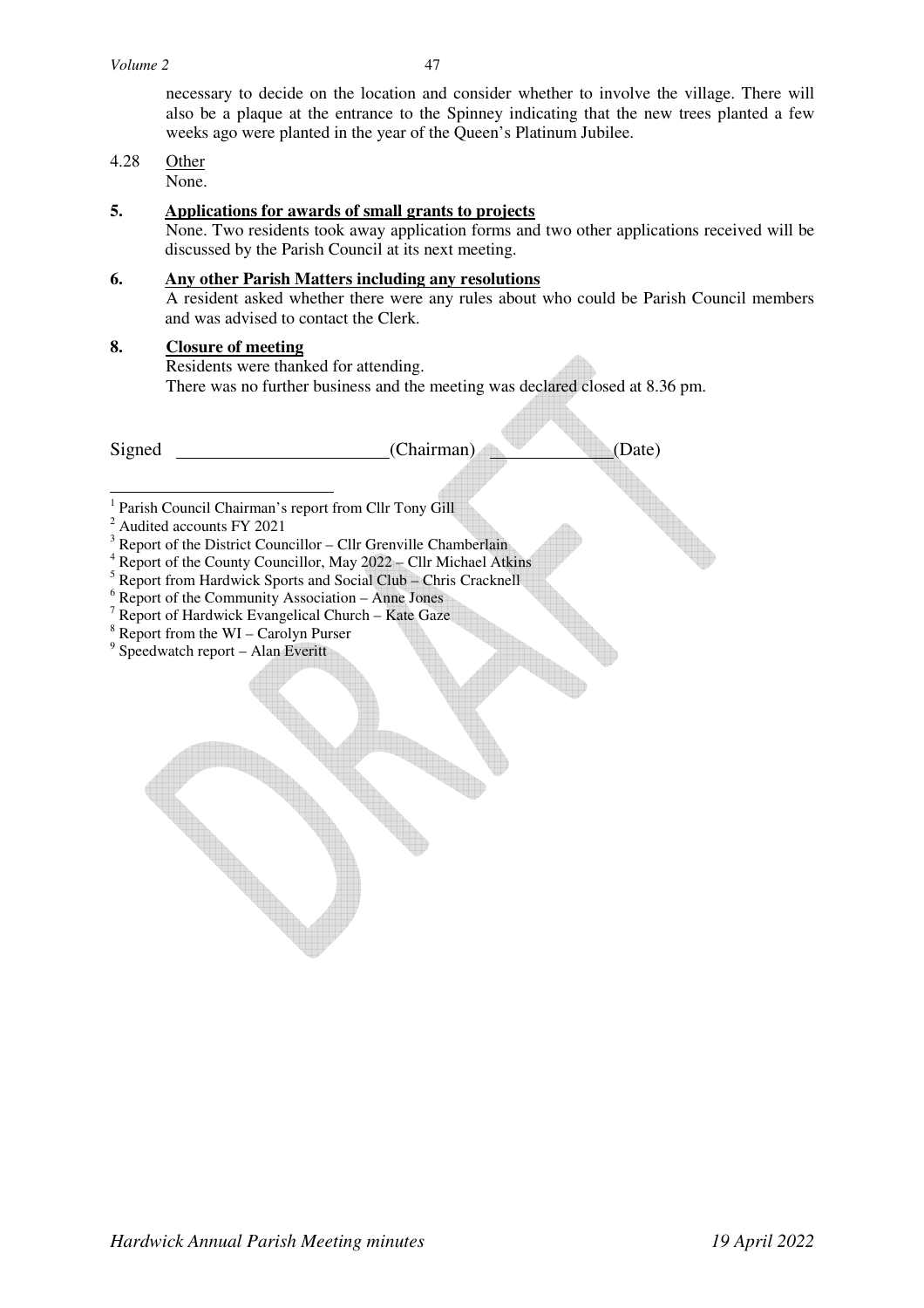necessary to decide on the location and consider whether to involve the village. There will also be a plaque at the entrance to the Spinney indicating that the new trees planted a few weeks ago were planted in the year of the Queen's Platinum Jubilee.

4.28 Other

None.

## 5. Applications for awards of small grants to projects

None. Two residents took away application forms and two other applications received will be discussed by the Parish Council at its next meeting.

## 6. Any other Parish Matters including any resolutions

A resident asked whether there were any rules about who could be Parish Council members and was advised to contact the Clerk.

## 8. Closure of meeting

Residents were thanked for attending.

There was no further business and the meeting was declared closed at 8.36 pm.

Signed \_\_\_\_\_\_\_\_\_\_\_\_\_\_\_\_\_\_\_\_\_\_(Chairman) \_\_\_\_\_\_\_\_\_\_\_\_\_(Date)

---

[1] Parish Council Chairman's report from Cllr Tony Gill
[2] Audited accounts FY 2021
[3] Report of the District Councillor – Cllr Grenville Chamberlain
[4] Report of the County Councillor, May 2022 – Cllr Michael Atkins
[5] Report from Hardwick Sports and Social Club – Chris Cracknell
[6] Report of the Community Association – Anne Jones
[7] Report of Hardwick Evangelical Church – Kate Gaze
[8] Report from the WI – Carolyn Purser
[9] Speedwatch report – Alan Everitt